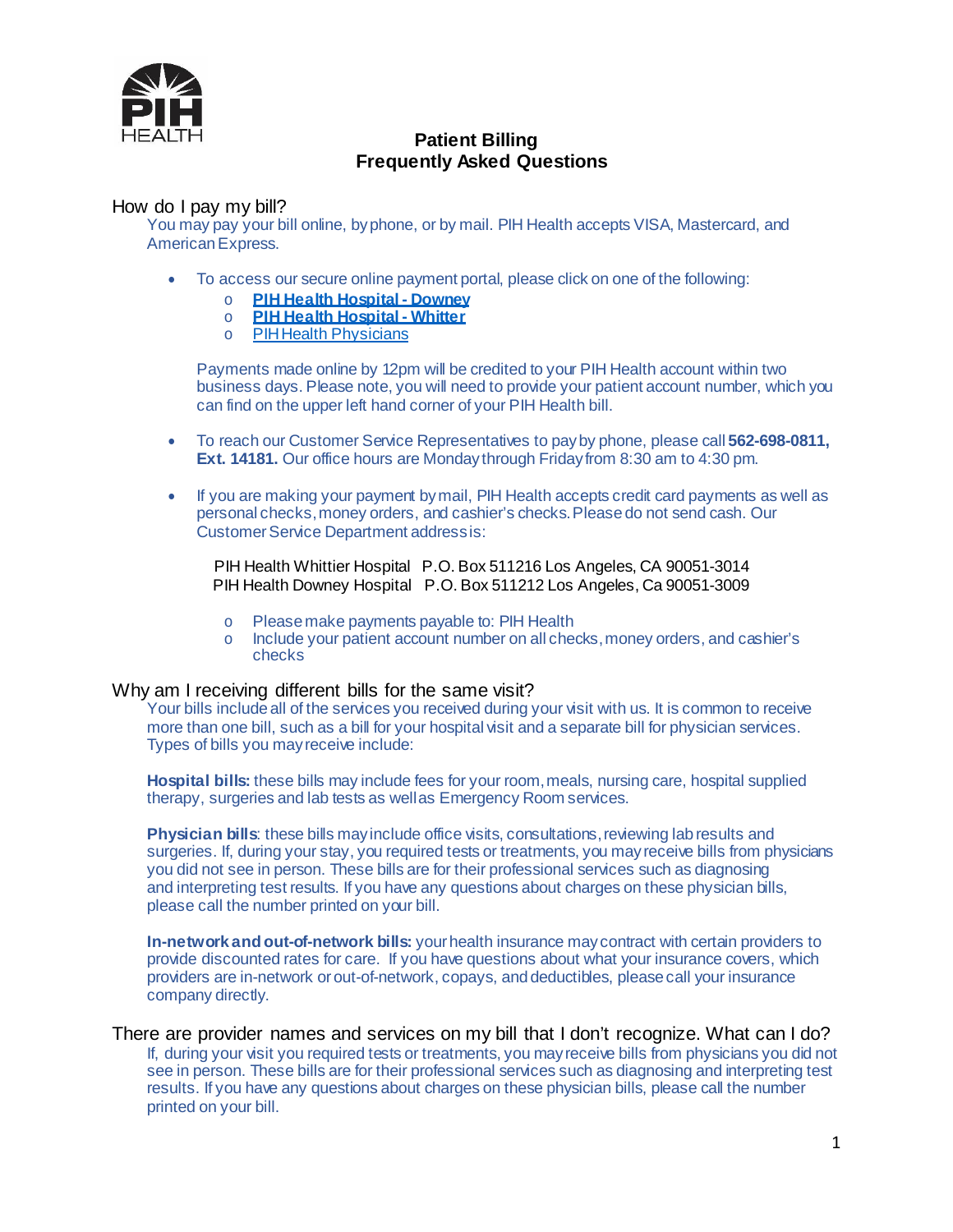# Patient Billing Frequently Asked Questions

## How do I pay my bill?

You may pay your bill online, by phone, or by mail. PIH Health accepts VISA, Mastercard, and American Express.

- To access our secure online payment portal, please click on one of the following:
  - **PIH Health Hospital - Downey**
  - **PIH Health Hospital - Whitter**
  - PIH Health Physicians

  Payments made online by 12pm will be credited to your PIH Health account within two business days. Please note, you will need to provide your patient account number, which you can find on the upper left hand corner of your PIH Health bill.

- To reach our Customer Service Representatives to pay by phone, please call **562-698-0811, Ext. 14181.** Our office hours are Monday through Friday from 8:30 am to 4:30 pm.

- If you are making your payment by mail, PIH Health accepts credit card payments as well as personal checks, money orders, and cashier's checks. Please do not send cash. Our Customer Service Department address is:

  PIH Health Whittier Hospital P.O. Box 511216 Los Angeles, CA 90051-3014
  PIH Health Downey Hospital P.O. Box 511212 Los Angeles, Ca 90051-3009

  - Please make payments payable to: PIH Health
  - Include your patient account number on all checks, money orders, and cashier's checks

## Why am I receiving different bills for the same visit?

Your bills include all of the services you received during your visit with us. It is common to receive more than one bill, such as a bill for your hospital visit and a separate bill for physician services. Types of bills you may receive include:

**Hospital bills:** these bills may include fees for your room, meals, nursing care, hospital supplied therapy, surgeries and lab tests as well as Emergency Room services.

**Physician bills**: these bills may include office visits, consultations, reviewing lab results and surgeries. If, during your stay, you required tests or treatments, you may receive bills from physicians you did not see in person. These bills are for their professional services such as diagnosing and interpreting test results. If you have any questions about charges on these physician bills, please call the number printed on your bill.

**In-network and out-of-network bills:** your health insurance may contract with certain providers to provide discounted rates for care. If you have questions about what your insurance covers, which providers are in-network or out-of-network, copays, and deductibles, please call your insurance company directly.

## There are provider names and services on my bill that I don't recognize. What can I do?

If, during your visit you required tests or treatments, you may receive bills from physicians you did not see in person. These bills are for their professional services such as diagnosing and interpreting test results. If you have any questions about charges on these physician bills, please call the number printed on your bill.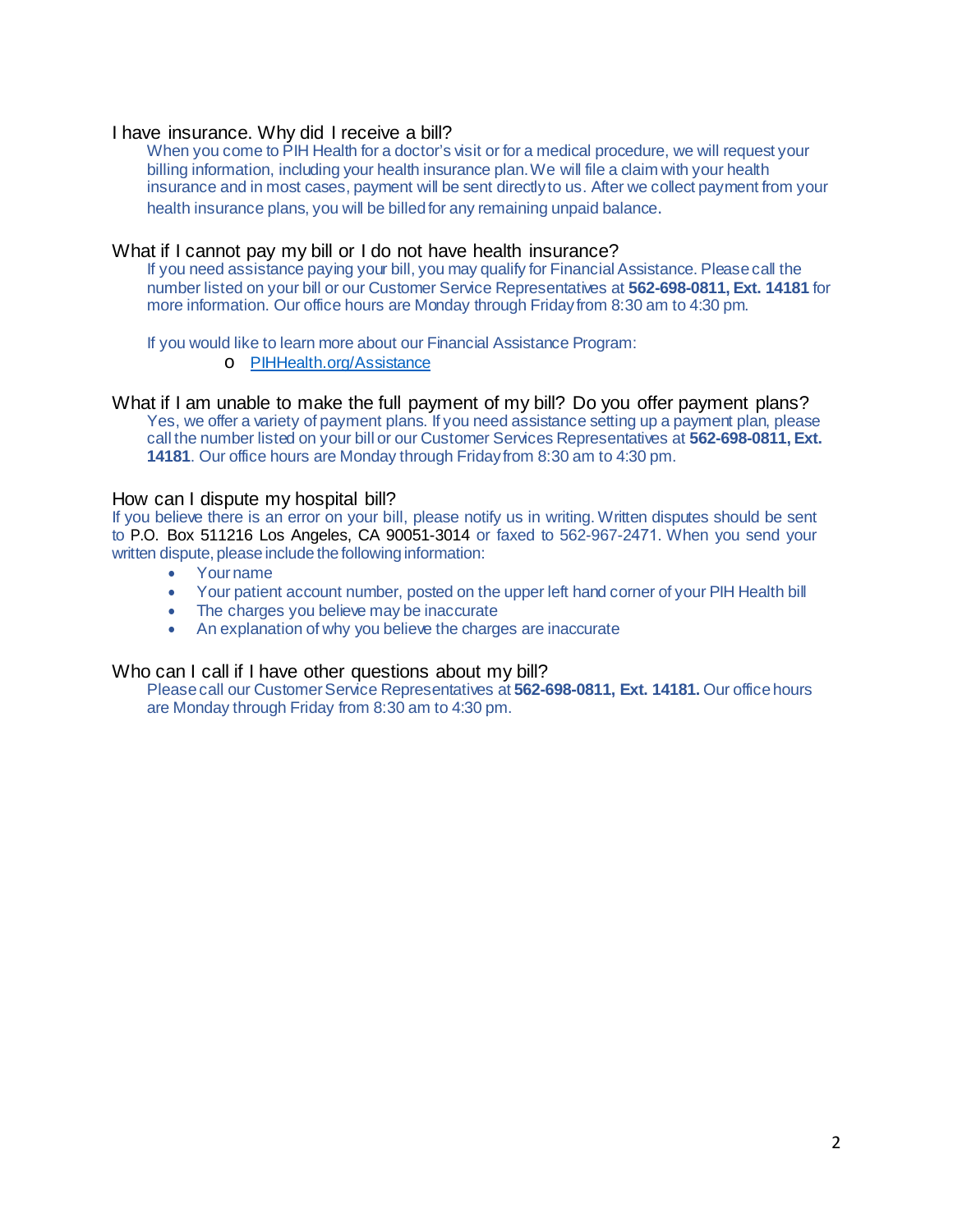## I have insurance. Why did I receive a bill?

When you come to PIH Health for a doctor's visit or for a medical procedure, we will request your billing information, including your health insurance plan. We will file a claim with your health insurance and in most cases, payment will be sent directly to us. After we collect payment from your health insurance plans, you will be billed for any remaining unpaid balance.

## What if I cannot pay my bill or I do not have health insurance?

If you need assistance paying your bill, you may qualify for Financial Assistance. Please call the number listed on your bill or our Customer Service Representatives at **562-698-0811, Ext. 14181** for more information. Our office hours are Monday through Friday from 8:30 am to 4:30 pm.

If you would like to learn more about our Financial Assistance Program:

- PIHHealth.org/Assistance

## What if I am unable to make the full payment of my bill? Do you offer payment plans?

Yes, we offer a variety of payment plans. If you need assistance setting up a payment plan, please call the number listed on your bill or our Customer Services Representatives at **562-698-0811, Ext. 14181**. Our office hours are Monday through Friday from 8:30 am to 4:30 pm.

## How can I dispute my hospital bill?

If you believe there is an error on your bill, please notify us in writing. Written disputes should be sent to P.O. Box 511216 Los Angeles, CA 90051-3014 or faxed to 562-967-2471. When you send your written dispute, please include the following information:

- Your name
- Your patient account number, posted on the upper left hand corner of your PIH Health bill
- The charges you believe may be inaccurate
- An explanation of why you believe the charges are inaccurate

## Who can I call if I have other questions about my bill?

Please call our Customer Service Representatives at **562-698-0811, Ext. 14181.** Our office hours are Monday through Friday from 8:30 am to 4:30 pm.